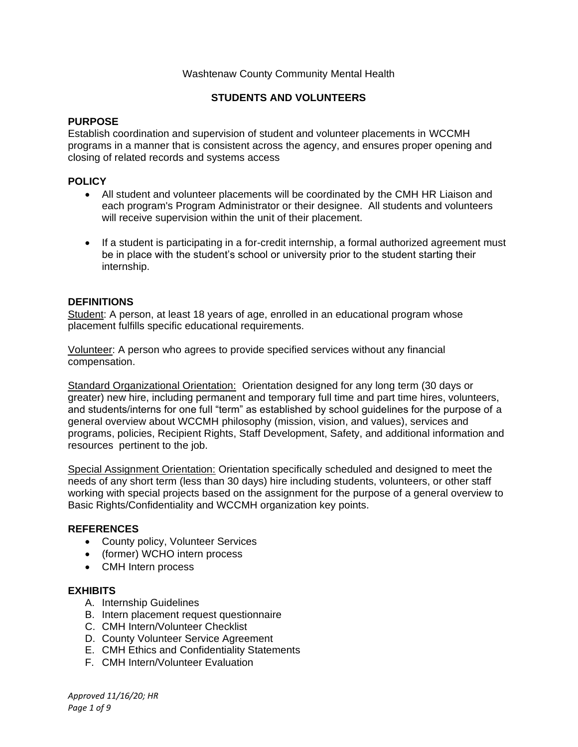Washtenaw County Community Mental Health

# STUDENTS AND VOLUNTEERS

## PURPOSE

Establish coordination and supervision of student and volunteer placements in WCCMH programs in a manner that is consistent across the agency, and ensures proper opening and closing of related records and systems access

## POLICY

- All student and volunteer placements will be coordinated by the CMH HR Liaison and each program's Program Administrator or their designee. All students and volunteers will receive supervision within the unit of their placement.
- If a student is participating in a for-credit internship, a formal authorized agreement must be in place with the student's school or university prior to the student starting their internship.

## DEFINITIONS

Student: A person, at least 18 years of age, enrolled in an educational program whose placement fulfills specific educational requirements.

Volunteer: A person who agrees to provide specified services without any financial compensation.

Standard Organizational Orientation: Orientation designed for any long term (30 days or greater) new hire, including permanent and temporary full time and part time hires, volunteers, and students/interns for one full "term" as established by school guidelines for the purpose of a general overview about WCCMH philosophy (mission, vision, and values), services and programs, policies, Recipient Rights, Staff Development, Safety, and additional information and resources pertinent to the job.

Special Assignment Orientation: Orientation specifically scheduled and designed to meet the needs of any short term (less than 30 days) hire including students, volunteers, or other staff working with special projects based on the assignment for the purpose of a general overview to Basic Rights/Confidentiality and WCCMH organization key points.

## REFERENCES

- County policy, Volunteer Services
- (former) WCHO intern process
- CMH Intern process

## EXHIBITS

A. Internship Guidelines
B. Intern placement request questionnaire
C. CMH Intern/Volunteer Checklist
D. County Volunteer Service Agreement
E. CMH Ethics and Confidentiality Statements
F. CMH Intern/Volunteer Evaluation

*Approved 11/16/20; HR*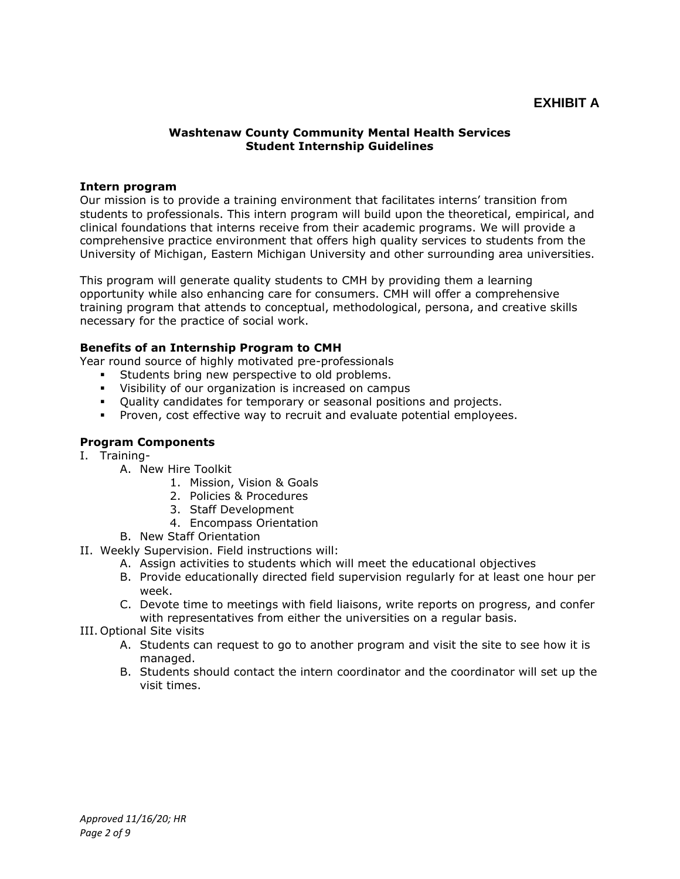**EXHIBIT A**

## Washtenaw County Community Mental Health Services
## Student Internship Guidelines

### Intern program

Our mission is to provide a training environment that facilitates interns' transition from students to professionals. This intern program will build upon the theoretical, empirical, and clinical foundations that interns receive from their academic programs. We will provide a comprehensive practice environment that offers high quality services to students from the University of Michigan, Eastern Michigan University and other surrounding area universities.

This program will generate quality students to CMH by providing them a learning opportunity while also enhancing care for consumers. CMH will offer a comprehensive training program that attends to conceptual, methodological, persona, and creative skills necessary for the practice of social work.

### Benefits of an Internship Program to CMH

Year round source of highly motivated pre-professionals

- Students bring new perspective to old problems.
- Visibility of our organization is increased on campus
- Quality candidates for temporary or seasonal positions and projects.
- Proven, cost effective way to recruit and evaluate potential employees.

### Program Components

I. Training-
   - A. New Hire Toolkit
     1. Mission, Vision & Goals
     2. Policies & Procedures
     3. Staff Development
     4. Encompass Orientation
   - B. New Staff Orientation

II. Weekly Supervision. Field instructions will:
   - A. Assign activities to students which will meet the educational objectives
   - B. Provide educationally directed field supervision regularly for at least one hour per week.
   - C. Devote time to meetings with field liaisons, write reports on progress, and confer with representatives from either the universities on a regular basis.

III. Optional Site visits
   - A. Students can request to go to another program and visit the site to see how it is managed.
   - B. Students should contact the intern coordinator and the coordinator will set up the visit times.

*Approved 11/16/20; HR*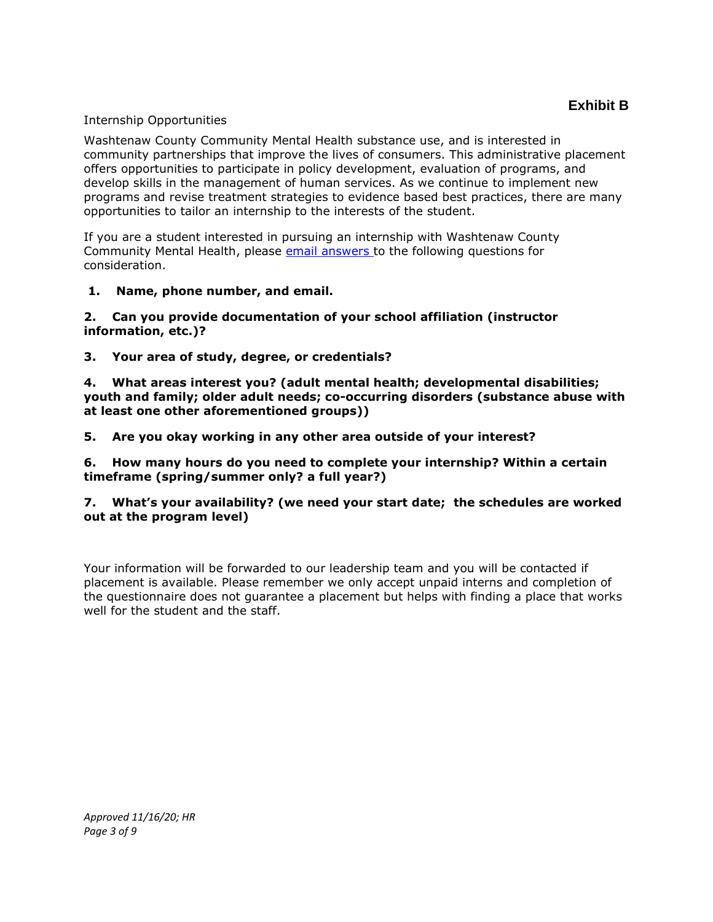**Exhibit B**

Internship Opportunities

Washtenaw County Community Mental Health substance use, and is interested in community partnerships that improve the lives of consumers. This administrative placement offers opportunities to participate in policy development, evaluation of programs, and develop skills in the management of human services. As we continue to implement new programs and revise treatment strategies to evidence based best practices, there are many opportunities to tailor an internship to the interests of the student.

If you are a student interested in pursuing an internship with Washtenaw County Community Mental Health, please email answers to the following questions for consideration.

**1. Name, phone number, and email.**

**2. Can you provide documentation of your school affiliation (instructor information, etc.)?**

**3. Your area of study, degree, or credentials?**

**4. What areas interest you? (adult mental health; developmental disabilities; youth and family; older adult needs; co-occurring disorders (substance abuse with at least one other aforementioned groups))**

**5. Are you okay working in any other area outside of your interest?**

**6. How many hours do you need to complete your internship? Within a certain timeframe (spring/summer only? a full year?)**

**7. What's your availability? (we need your start date; the schedules are worked out at the program level)**

Your information will be forwarded to our leadership team and you will be contacted if placement is available. Please remember we only accept unpaid interns and completion of the questionnaire does not guarantee a placement but helps with finding a place that works well for the student and the staff.

*Approved 11/16/20; HR*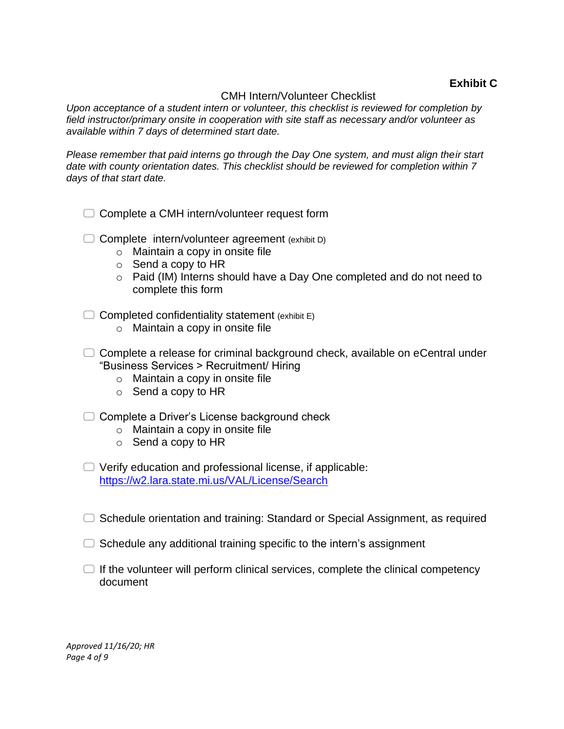**Exhibit C**

CMH Intern/Volunteer Checklist

*Upon acceptance of a student intern or volunteer, this checklist is reviewed for completion by field instructor/primary onsite in cooperation with site staff as necessary and/or volunteer as available within 7 days of determined start date.*

*Please remember that paid interns go through the Day One system, and must align their start date with county orientation dates. This checklist should be reviewed for completion within 7 days of that start date.*

- ☐ Complete a CMH intern/volunteer request form
- ☐ Complete intern/volunteer agreement (exhibit D)
    - Maintain a copy in onsite file
    - Send a copy to HR
    - Paid (IM) Interns should have a Day One completed and do not need to complete this form
- ☐ Completed confidentiality statement (exhibit E)
    - Maintain a copy in onsite file
- ☐ Complete a release for criminal background check, available on eCentral under "Business Services > Recruitment/ Hiring
    - Maintain a copy in onsite file
    - Send a copy to HR
- ☐ Complete a Driver's License background check
    - Maintain a copy in onsite file
    - Send a copy to HR
- ☐ Verify education and professional license, if applicable: [https://w2.lara.state.mi.us/VAL/License/Search](https://w2.lara.state.mi.us/VAL/License/Search)
- ☐ Schedule orientation and training: Standard or Special Assignment, as required
- ☐ Schedule any additional training specific to the intern's assignment
- ☐ If the volunteer will perform clinical services, complete the clinical competency document

*Approved 11/16/20; HR*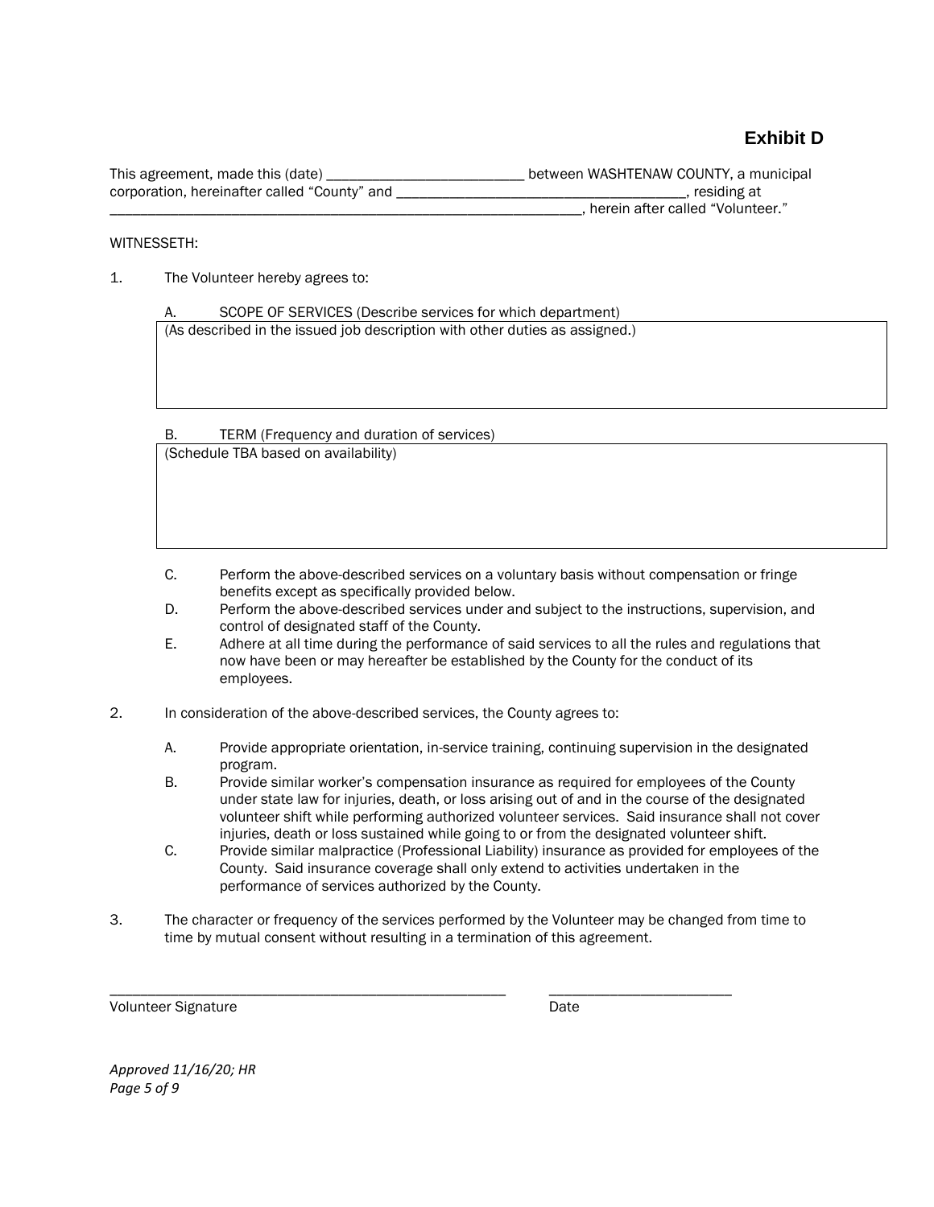# Exhibit D

This agreement, made this (date) __________________________ between WASHTENAW COUNTY, a municipal corporation, hereinafter called "County" and ______________________________________, residing at ________________________________________________________________, herein after called "Volunteer."

WITNESSETH:

1. The Volunteer hereby agrees to:

   A. SCOPE OF SERVICES (Describe services for which department)

   | (As described in the issued job description with other duties as assigned.) |
   |---|

   B. TERM (Frequency and duration of services)

   | (Schedule TBA based on availability) |
   |---|

   C. Perform the above-described services on a voluntary basis without compensation or fringe benefits except as specifically provided below.
   D. Perform the above-described services under and subject to the instructions, supervision, and control of designated staff of the County.
   E. Adhere at all time during the performance of said services to all the rules and regulations that now have been or may hereafter be established by the County for the conduct of its employees.

2. In consideration of the above-described services, the County agrees to:

   A. Provide appropriate orientation, in-service training, continuing supervision in the designated program.
   B. Provide similar worker's compensation insurance as required for employees of the County under state law for injuries, death, or loss arising out of and in the course of the designated volunteer shift while performing authorized volunteer services. Said insurance shall not cover injuries, death or loss sustained while going to or from the designated volunteer shift.
   C. Provide similar malpractice (Professional Liability) insurance as provided for employees of the County. Said insurance coverage shall only extend to activities undertaken in the performance of services authorized by the County.

3. The character or frequency of the services performed by the Volunteer may be changed from time to time by mutual consent without resulting in a termination of this agreement.

_____________________________________________________ ________________________

Volunteer Signature Date

*Approved 11/16/20; HR*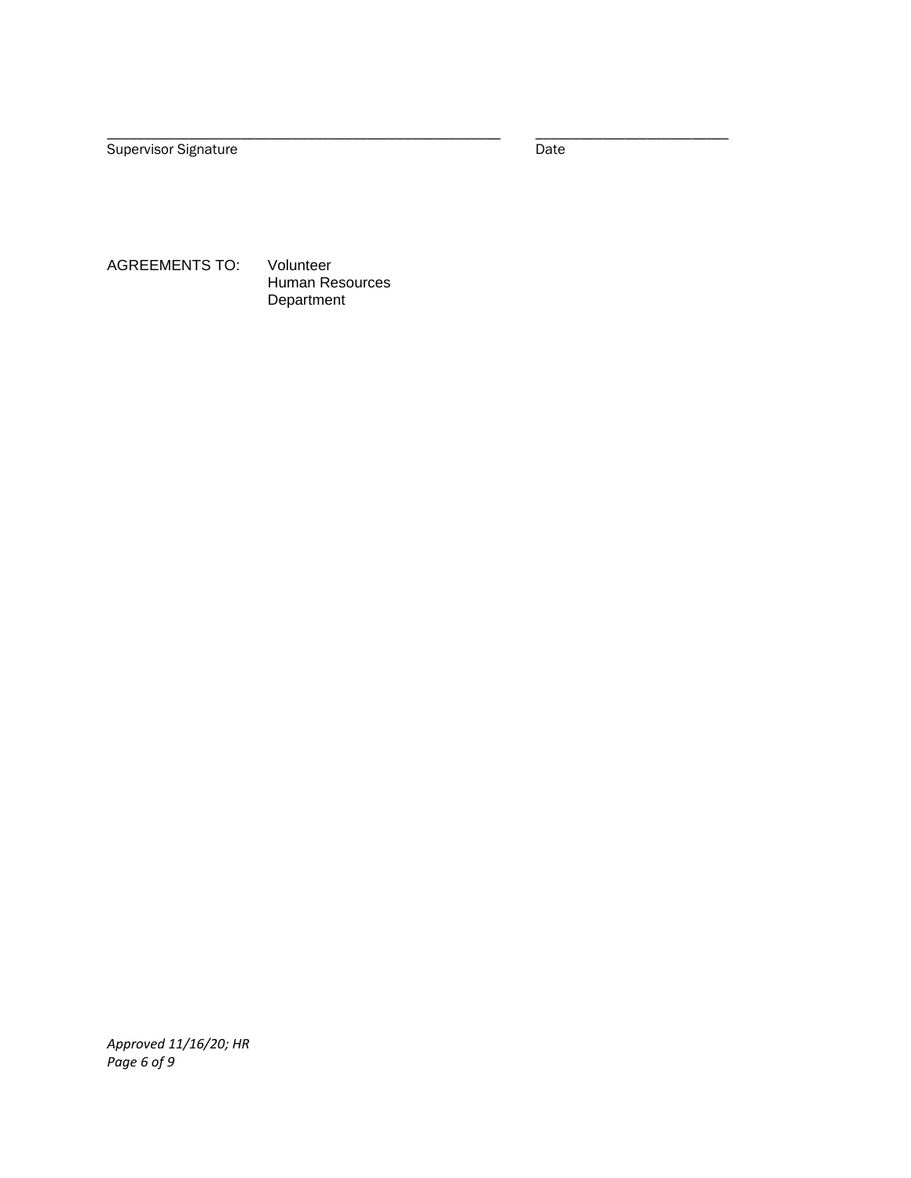\_\_\_\_\_\_\_\_\_\_\_\_\_\_\_\_\_\_\_\_\_\_\_\_\_\_\_\_\_\_\_\_\_\_\_\_\_\_\_\_\_\_\_\_ \_\_\_\_\_\_\_\_\_\_\_\_\_\_\_\_\_\_\_\_\_\_\_\_
Supervisor Signature Date

AGREEMENTS TO: Volunteer
Human Resources
Department

*Approved 11/16/20; HR*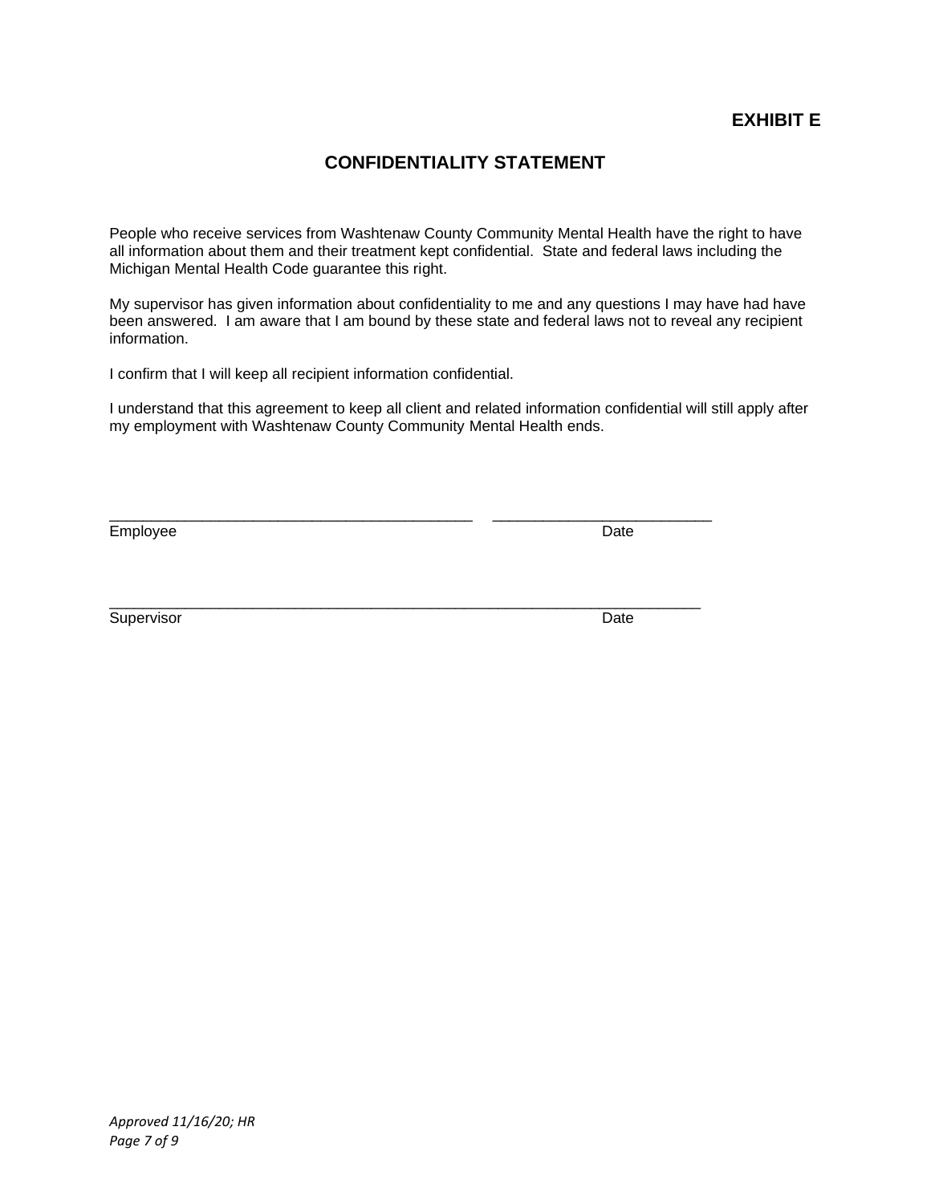**EXHIBIT E**

## CONFIDENTIALITY STATEMENT

People who receive services from Washtenaw County Community Mental Health have the right to have all information about them and their treatment kept confidential. State and federal laws including the Michigan Mental Health Code guarantee this right.

My supervisor has given information about confidentiality to me and any questions I may have had have been answered. I am aware that I am bound by these state and federal laws not to reveal any recipient information.

I confirm that I will keep all recipient information confidential.

I understand that this agreement to keep all client and related information confidential will still apply after my employment with Washtenaw County Community Mental Health ends.

\_\_\_\_\_\_\_\_\_\_\_\_\_\_\_\_\_\_\_\_\_\_\_\_\_\_\_\_\_\_\_\_\_\_\_\_\_\_\_\_\_\_ \_\_\_\_\_\_\_\_\_\_\_\_\_\_\_\_\_\_\_\_\_\_\_\_\_
Employee Date

\_\_\_\_\_\_\_\_\_\_\_\_\_\_\_\_\_\_\_\_\_\_\_\_\_\_\_\_\_\_\_\_\_\_\_\_\_\_\_\_\_\_\_\_\_\_\_\_\_\_\_\_\_\_\_\_\_\_\_\_\_\_\_\_\_\_\_\_
Supervisor Date

*Approved 11/16/20; HR*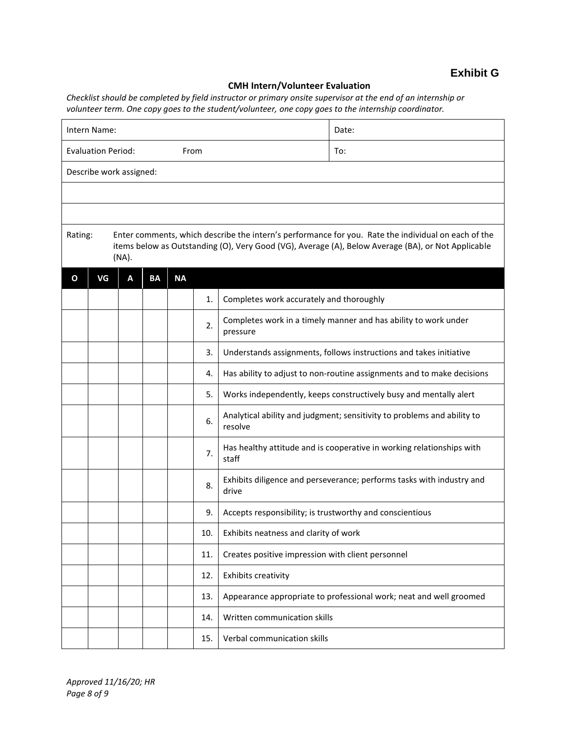**Exhibit G**

**CMH Intern/Volunteer Evaluation**

*Checklist should be completed by field instructor or primary onsite supervisor at the end of an internship or volunteer term. One copy goes to the student/volunteer, one copy goes to the internship coordinator.*

| Intern Name: | Date: |
|---|---|
| Evaluation Period: From | To: |
| Describe work assigned: | |
| | |
| | |

Rating: Enter comments, which describe the intern's performance for you. Rate the individual on each of the items below as Outstanding (O), Very Good (VG), Average (A), Below Average (BA), or Not Applicable (NA).

| O | VG | A | BA | NA | | |
|---|---|---|---|---|---|---|
| | | | | | 1. | Completes work accurately and thoroughly |
| | | | | | 2. | Completes work in a timely manner and has ability to work under pressure |
| | | | | | 3. | Understands assignments, follows instructions and takes initiative |
| | | | | | 4. | Has ability to adjust to non-routine assignments and to make decisions |
| | | | | | 5. | Works independently, keeps constructively busy and mentally alert |
| | | | | | 6. | Analytical ability and judgment; sensitivity to problems and ability to resolve |
| | | | | | 7. | Has healthy attitude and is cooperative in working relationships with staff |
| | | | | | 8. | Exhibits diligence and perseverance; performs tasks with industry and drive |
| | | | | | 9. | Accepts responsibility; is trustworthy and conscientious |
| | | | | | 10. | Exhibits neatness and clarity of work |
| | | | | | 11. | Creates positive impression with client personnel |
| | | | | | 12. | Exhibits creativity |
| | | | | | 13. | Appearance appropriate to professional work; neat and well groomed |
| | | | | | 14. | Written communication skills |
| | | | | | 15. | Verbal communication skills |

*Approved 11/16/20; HR*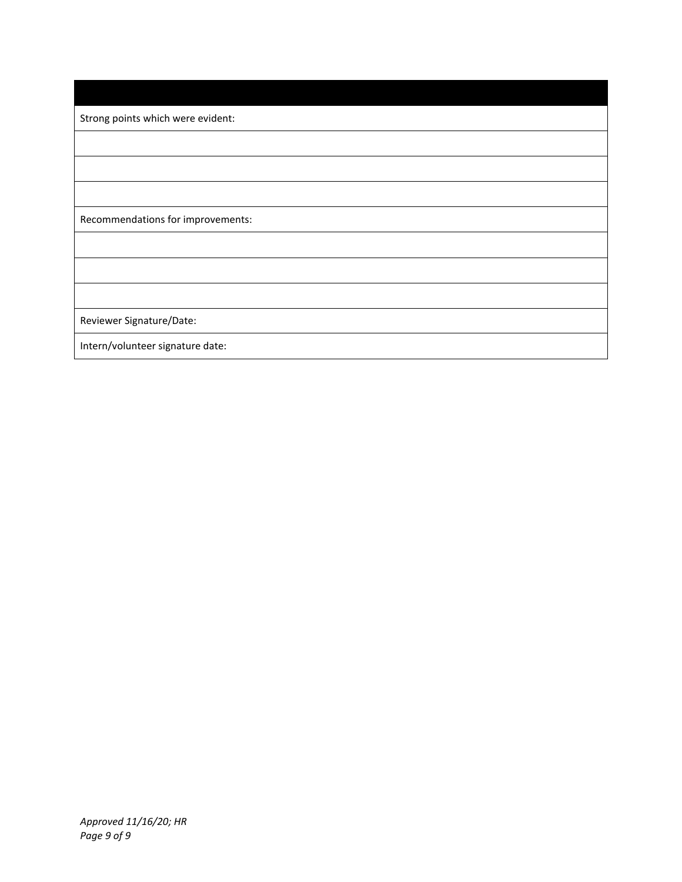| |
|---|
| Strong points which were evident: |
| |
| |
| |
| Recommendations for improvements: |
| |
| |
| |
| Reviewer Signature/Date: |
| Intern/volunteer signature date: |

*Approved 11/16/20; HR*